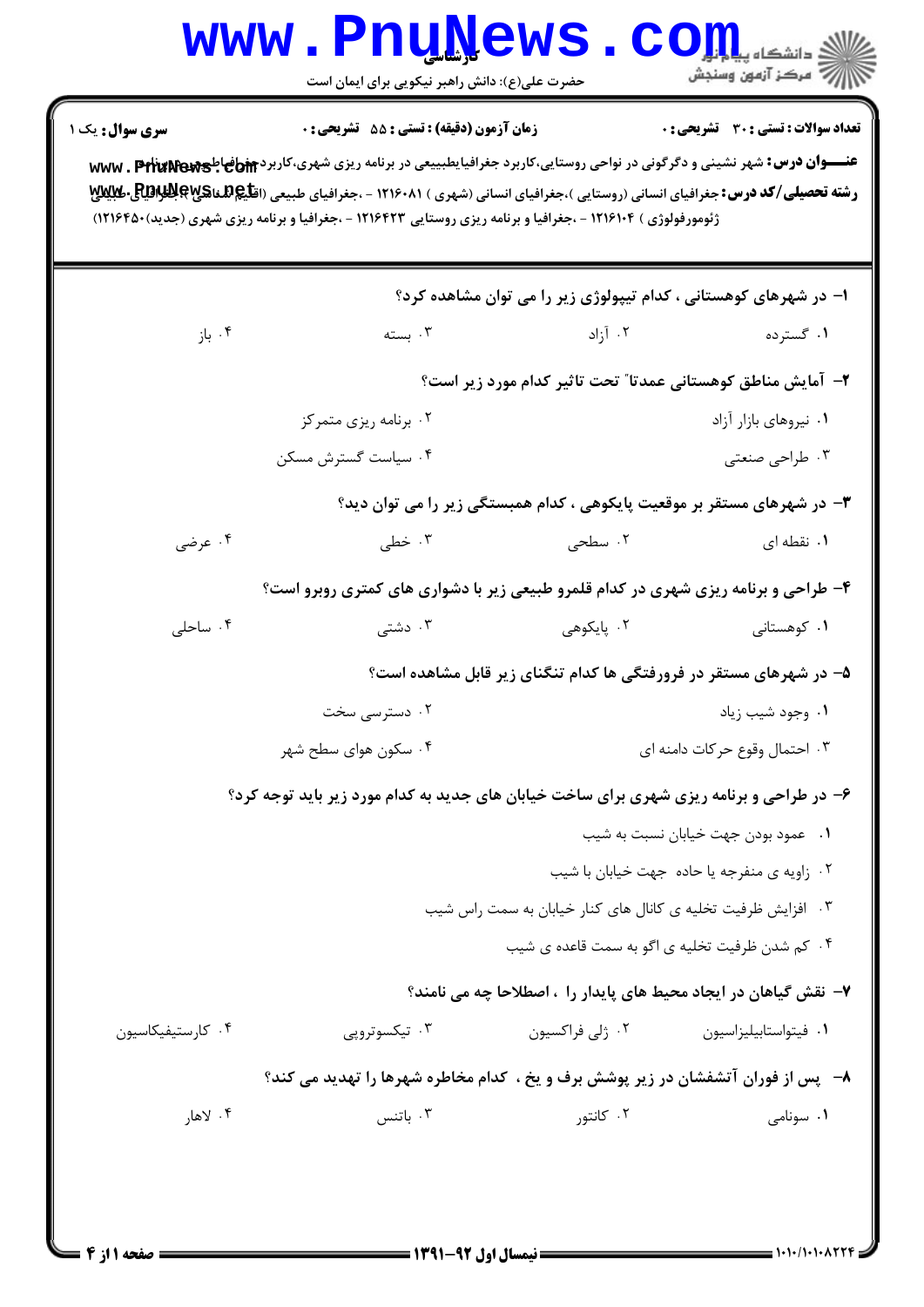کارشناسی

حضرت علی(ع): دانش راهبر نیکویی برای ایمان است

دانشگاه پیام نور
مرکز آزمون وسنجش

**سری سوال:** یک ۱

**زمان آزمون (دقیقه) : تستی : ۵۵ تشریحی : ۰**

**تعداد سوالات : تستی : ۳۰ تشریحی : ۰**

**عنـــوان درس:** شهر نشینی و دگرگونی در نواحی روستایی،کاربرد جغرافیایطبیعی در برنامه ریزی شهری،کاربرد جغرافیای طبیعی در برنامه ریزی شهری

**رشته تحصیلی/کد درس:** جغرافیای انسانی (روستایی )،جغرافیای انسانی (شهری ) ۱۲۱۶۰۸۱ - ،جغرافیای طبیعی (اقلیم شناسی )،جغرافیای طبیعی (ژئومورفولوژی ) ۱۲۱۶۱۰۴ - ،جغرافیا و برنامه ریزی روستایی ۱۲۱۶۴۲۳ - ،جغرافیا و برنامه ریزی شهری (جدید)۱۲۱۶۴۵۰)

۱- در شهرهای کوهستانی ، کدام تیپولوژی زیر را می توان مشاهده کرد؟

۱. گسترده
۲. آزاد
۳. بسته
۴. باز

۲- آمایش مناطق کوهستانی عمدتا" تحت تاثیر کدام مورد زیر است؟

۱. نیروهای بازار آزاد
۲. برنامه ریزی متمرکز
۳. طراحی صنعتی
۴. سیاست گسترش مسکن

۳- در شهرهای مستقر بر موقعیت پایکوهی ، کدام همبستگی زیر را می توان دید؟

۱. نقطه ای
۲. سطحی
۳. خطی
۴. عرضی

۴- طراحی و برنامه ریزی شهری در کدام قلمرو طبیعی زیر با دشواری های کمتری روبرو است؟

۱. کوهستانی
۲. پایکوهی
۳. دشتی
۴. ساحلی

۵- در شهرهای مستقر در فرورفتگی ها کدام تنگنای زیر قابل مشاهده است؟

۱. وجود شیب زیاد
۲. دسترسی سخت
۳. احتمال وقوع حرکات دامنه ای
۴. سکون هوای سطح شهر

۶- در طراحی و برنامه ریزی شهری برای ساخت خیابان های جدید به کدام مورد زیر باید توجه کرد؟

۱. عمود بودن جهت خیابان نسبت به شیب
۲. زاویه ی منفرجه یا حاده جهت خیابان با شیب
۳. افزایش ظرفیت تخلیه ی کانال های کنار خیابان به سمت راس شیب
۴. کم شدن ظرفیت تخلیه ی اگو به سمت قاعده ی شیب

۷- نقش گیاهان در ایجاد محیط های پایدار را ، اصطلاحا چه می نامند؟

۱. فیتواستابیلیزاسیون
۲. ژلی فراکسیون
۳. تیکسوتروپی
۴. کارستیفیکاسیون

۸- پس از فوران آتشفشان در زیر پوشش برف و یخ ، کدام مخاطره شهرها را تهدید می کند؟

۱. سونامی
۲. کانتور
۳. باتنس
۴. لاهار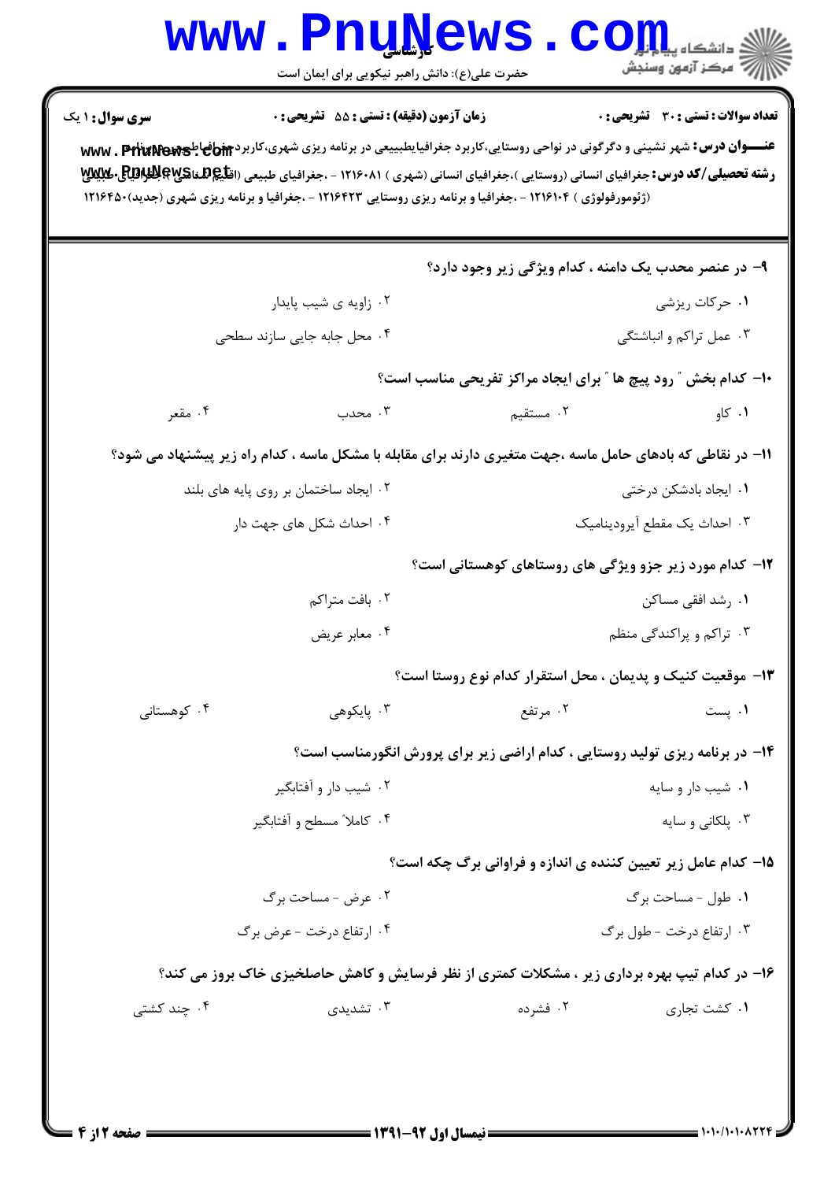**سری سوال:** ۱ یک

**زمان آزمون (دقیقه) : تستی : ۵۵ تشریحی : ۰**

**تعداد سوالات : تستی : ۳۰ تشریحی : ۰**

**عنـــوان درس:** شهر نشینی و دگرگونی در نواحی روستایی،کاربرد جغرافیایطبییعی در برنامه ریزی شهری،کاربرد جغرافیای طبیعی در برنامه

**رشته تحصیلی/کد درس:** جغرافیای انسانی (روستایی )،جغرافیای انسانی (شهری ) ۱۲۱۶۰۸۱ - ،جغرافیای طبیعی (اقلیم شناسی )،جغرافیای طبیعی (ژئومورفولوژی ) ۱۲۱۶۱۰۴ - ،جغرافیا و برنامه ریزی روستایی ۱۲۱۶۴۲۳ - ،جغرافیا و برنامه ریزی شهری (جدید)۱۲۱۶۴۵۰

**۹- در عنصر محدب یک دامنه ، کدام ویژگی زیر وجود دارد؟**

۱. حرکات ریزشی

۲. زاویه ی شیب پایدار

۳. عمل تراکم و انباشتگی

۴. محل جابه جایی سازند سطحی

**۱۰- کدام بخش " رود پیچ ها " برای ایجاد مراکز تفریحی مناسب است؟**

۱. کاو

۲. مستقیم

۳. محدب

۴. مقعر

**۱۱- در نقاطی که بادهای حامل ماسه ،جهت متغیری دارند برای مقابله با مشکل ماسه ، کدام راه زیر پیشنهاد می شود؟**

۱. ایجاد بادشکن درختی

۲. ایجاد ساختمان بر روی پایه های بلند

۳. احداث یک مقطع آیرودینامیک

۴. احداث شکل های جهت دار

**۱۲- کدام مورد زیر جزو ویژگی های روستاهای کوهستانی است؟**

۱. رشد افقی مساکن

۲. بافت متراکم

۳. تراکم و پراکندگی منظم

۴. معابر عریض

**۱۳- موقعیت کنیک و پدیمان ، محل استقرار کدام نوع روستا است؟**

۱. پست

۲. مرتفع

۳. پایکوهی

۴. کوهستانی

**۱۴- در برنامه ریزی تولید روستایی ، کدام اراضی زیر برای پرورش انگورمناسب است؟**

۱. شیب دار و سایه

۲. شیب دار و آفتابگیر

۳. پلکانی و سایه

۴. کاملاً مسطح و آفتابگیر

**۱۵- کدام عامل زیر تعیین کننده ی اندازه و فراوانی برگ چکه است؟**

۱. طول - مساحت برگ

۲. عرض - مساحت برگ

۳. ارتفاع درخت - طول برگ

۴. ارتفاع درخت - عرض برگ

**۱۶- در کدام تیپ بهره برداری زیر ، مشکلات کمتری از نظر فرسایش و کاهش حاصلخیزی خاک بروز می کند؟**

۱. کشت تجاری

۲. فشرده

۳. تشدیدی

۴. چند کشتی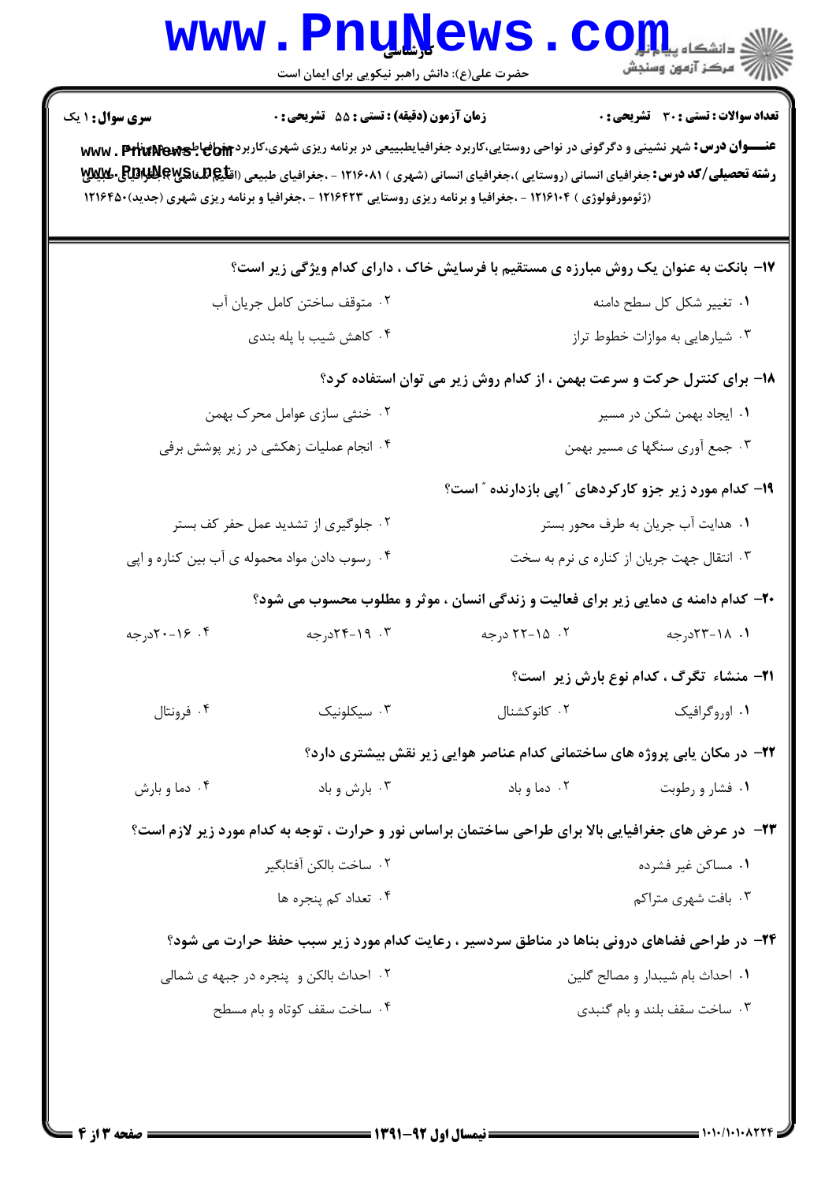**سری سوال:** ۱ یک

**زمان آزمون (دقیقه) : تستی : ۵۵ تشریحی : ۰**

**تعداد سوالات : تستی : ۳۰ تشریحی : ۰**

**عنـــوان درس:** شهر نشینی و دگرگونی در نواحی روستایی،کاربرد جغرافیایطبییعی در برنامه ریزی شهری،کاربرد جغرافیای طبیعی در برنامه

**رشته تحصیلی/کد درس:** جغرافیای انسانی (روستایی )،جغرافیای انسانی (شهری ) ۱۲۱۶۰۸۱ - ،جغرافیای طبیعی (اقلیم شناسی )،جغرافیای طبیعی (ژئومورفولوژی ) ۱۲۱۶۱۰۴ - ،جغرافیا و برنامه ریزی روستایی ۱۲۱۶۴۲۳ - ،جغرافیا و برنامه ریزی شهری (جدید)۱۲۱۶۴۵۰

**۱۷- بانکت به عنوان یک روش مبارزه ی مستقیم با فرسایش خاک ، دارای کدام ویژگی زیر است؟**

۱. تغییر شکل کل سطح دامنه
۲. متوقف ساختن کامل جریان آب
۳. شیارهایی به موازات خطوط تراز
۴. کاهش شیب با پله بندی

**۱۸- برای کنترل حرکت و سرعت بهمن ، از کدام روش زیر می توان استفاده کرد؟**

۱. ایجاد بهمن شکن در مسیر
۲. خنثی سازی عوامل محرک بهمن
۳. جمع آوری سنگها ی مسیر بهمن
۴. انجام عملیات زهکشی در زیر پوشش برفی

**۱۹- کدام مورد زیر جزو کارکردهای " اپی بازدارنده " است؟**

۱. هدایت آب جریان به طرف محور بستر
۲. جلوگیری از تشدید عمل حفر کف بستر
۳. انتقال جهت جریان از کناره ی نرم به سخت
۴. رسوب دادن مواد محموله ی آب بین کناره و اپی

**۲۰- کدام دامنه ی دمایی زیر برای فعالیت و زندگی انسان ، موثر و مطلوب محسوب می شود؟**

۱. ۱۸-۲۳درجه
۲. ۱۵-۲۲ درجه
۳. ۱۹-۲۴درجه
۴. ۱۶-۲۰درجه

**۲۱- منشاء تگرگ ، کدام نوع بارش زیر است؟**

۱. اوروگرافیک
۲. کانوکشنال
۳. سیکلونیک
۴. فرونتال

**۲۲- در مکان یابی پروژه های ساختمانی کدام عناصر هوایی زیر نقش بیشتری دارد؟**

۱. فشار و رطوبت
۲. دما و باد
۳. بارش و باد
۴. دما و بارش

**۲۳- در عرض های جغرافیایی بالا برای طراحی ساختمان براساس نور و حرارت ، توجه به کدام مورد زیر لازم است؟**

۱. مساکن غیر فشرده
۲. ساخت بالکن آفتابگیر
۳. بافت شهری متراکم
۴. تعداد کم پنجره ها

**۲۴- در طراحی فضاهای درونی بناها در مناطق سردسیر ، رعایت کدام مورد زیر سبب حفظ حرارت می شود؟**

۱. احداث بام شیبدار و مصالح گلین
۲. احداث بالکن و پنجره در جبهه ی شمالی
۳. ساخت سقف بلند و بام گنبدی
۴. ساخت سقف کوتاه و بام مسطح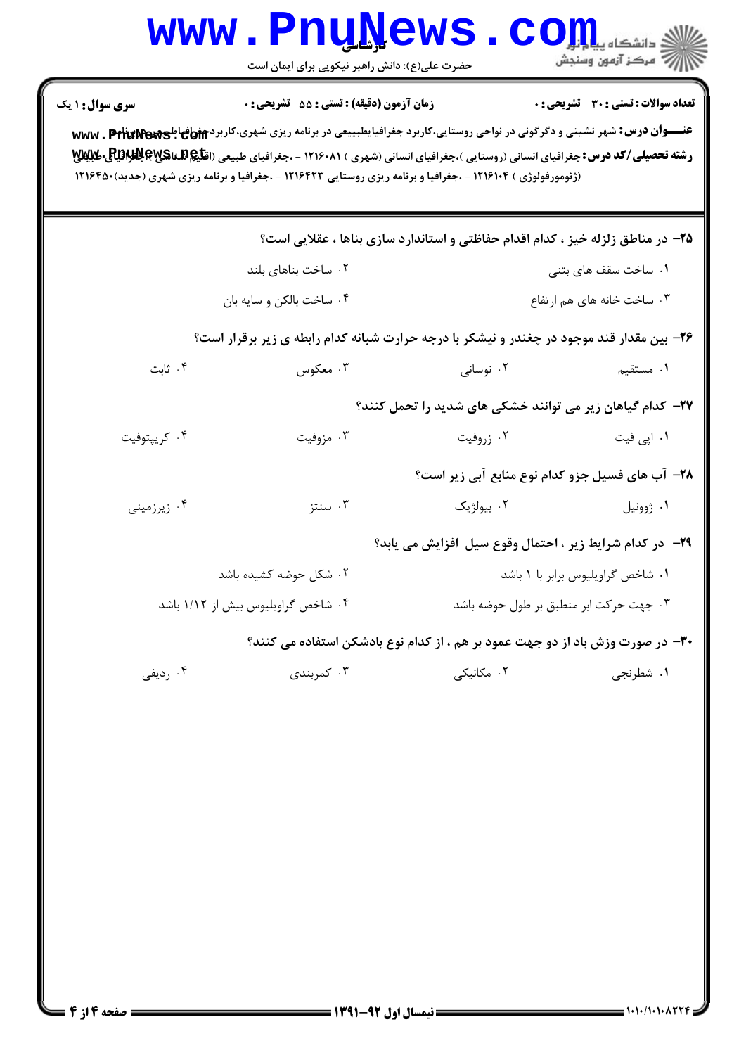**سری سوال:** ۱ یک | **زمان آزمون (دقیقه) : تستی :** ۵۵ **تشریحی :** ۰ | **تعداد سوالات : تستی :** ۳۰ **تشریحی :** ۰

**عنـــوان درس:** شهر نشینی و دگرگونی در نواحی روستایی،کاربرد جغرافیایطبیعی در برنامه ریزی شهری،کاربرد جغرافیای طبیعی در برنامه

**رشته تحصیلی/کد درس:** جغرافیای انسانی (روستایی )،جغرافیای انسانی (شهری ) ۱۲۱۶۰۸۱ - ،جغرافیای طبیعی (اقلیم شناسی )،جغرافیای طبیعی (ژئومورفولوژی ) ۱۲۱۶۱۰۴ - ،جغرافیا و برنامه ریزی روستایی ۱۲۱۶۴۲۳ - ،جغرافیا و برنامه ریزی شهری (جدید)۱۲۱۶۴۵۰

۲۵- در مناطق زلزله خیز ، کدام اقدام حفاظتی و استاندارد سازی بناها ، عقلایی است؟

۱. ساخت سقف های بتنی
۲. ساخت بناهای بلند
۳. ساخت خانه های هم ارتفاع
۴. ساخت بالکن و سایه بان

۲۶- بین مقدار قند موجود در چغندر و نیشکر با درجه حرارت شبانه کدام رابطه ی زیر برقرار است؟

۱. مستقیم
۲. نوسانی
۳. معکوس
۴. ثابت

۲۷- کدام گیاهان زیر می توانند خشکی های شدید را تحمل کنند؟

۱. اپی فیت
۲. زروفیت
۳. مزوفیت
۴. کریپتوفیت

۲۸- آب های فسیل جزو کدام نوع منابع آبی زیر است؟

۱. ژوونیل
۲. بیولژیک
۳. سنتز
۴. زیرزمینی

۲۹- در کدام شرایط زیر ، احتمال وقوع سیل افزایش می یابد؟

۱. شاخص گراویلیوس برابر با ۱ باشد
۲. شکل حوضه کشیده باشد
۳. جهت حرکت ابر منطبق بر طول حوضه باشد
۴. شاخص گراویلیوس بیش از ۱/۱۲ باشد

۳۰- در صورت وزش باد از دو جهت عمود بر هم ، از کدام نوع بادشکن استفاده می کنند؟

۱. شطرنجی
۲. مکانیکی
۳. کمربندی
۴. ردیفی